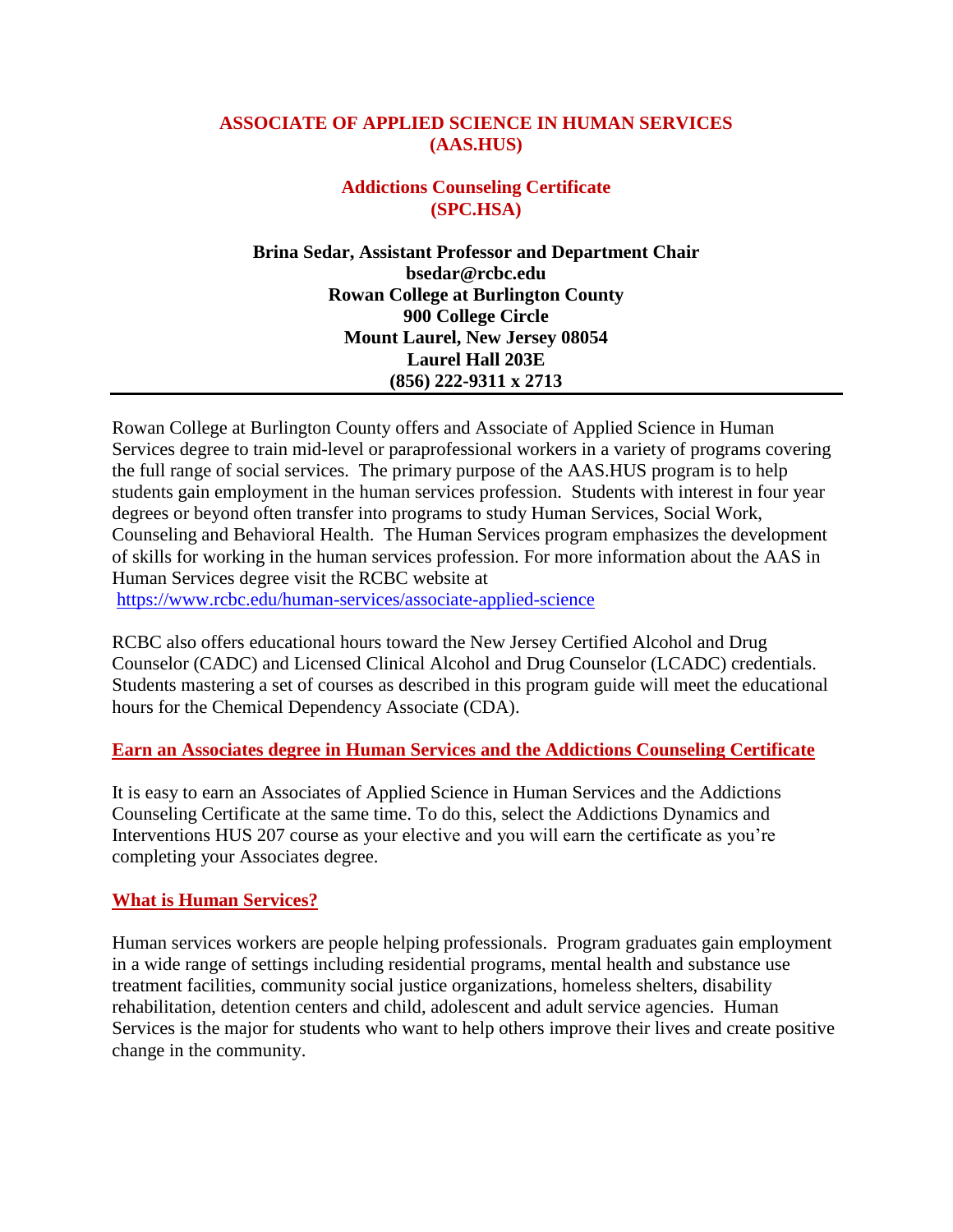# ASSOCIATE OF APPLIED SCIENCE IN HUMAN SERVICES (AAS.HUS)

## Addictions Counseling Certificate (SPC.HSA)

**Brina Sedar, Assistant Professor and Department Chair**
**bsedar@rcbc.edu**
**Rowan College at Burlington County**
**900 College Circle**
**Mount Laurel, New Jersey 08054**
**Laurel Hall 203E**
**(856) 222-9311 x 2713**

---

Rowan College at Burlington County offers and Associate of Applied Science in Human Services degree to train mid-level or paraprofessional workers in a variety of programs covering the full range of social services. The primary purpose of the AAS.HUS program is to help students gain employment in the human services profession. Students with interest in four year degrees or beyond often transfer into programs to study Human Services, Social Work, Counseling and Behavioral Health. The Human Services program emphasizes the development of skills for working in the human services profession. For more information about the AAS in Human Services degree visit the RCBC website at https://www.rcbc.edu/human-services/associate-applied-science

RCBC also offers educational hours toward the New Jersey Certified Alcohol and Drug Counselor (CADC) and Licensed Clinical Alcohol and Drug Counselor (LCADC) credentials. Students mastering a set of courses as described in this program guide will meet the educational hours for the Chemical Dependency Associate (CDA).

### Earn an Associates degree in Human Services and the Addictions Counseling Certificate

It is easy to earn an Associates of Applied Science in Human Services and the Addictions Counseling Certificate at the same time. To do this, select the Addictions Dynamics and Interventions HUS 207 course as your elective and you will earn the certificate as you're completing your Associates degree.

### What is Human Services?

Human services workers are people helping professionals. Program graduates gain employment in a wide range of settings including residential programs, mental health and substance use treatment facilities, community social justice organizations, homeless shelters, disability rehabilitation, detention centers and child, adolescent and adult service agencies. Human Services is the major for students who want to help others improve their lives and create positive change in the community.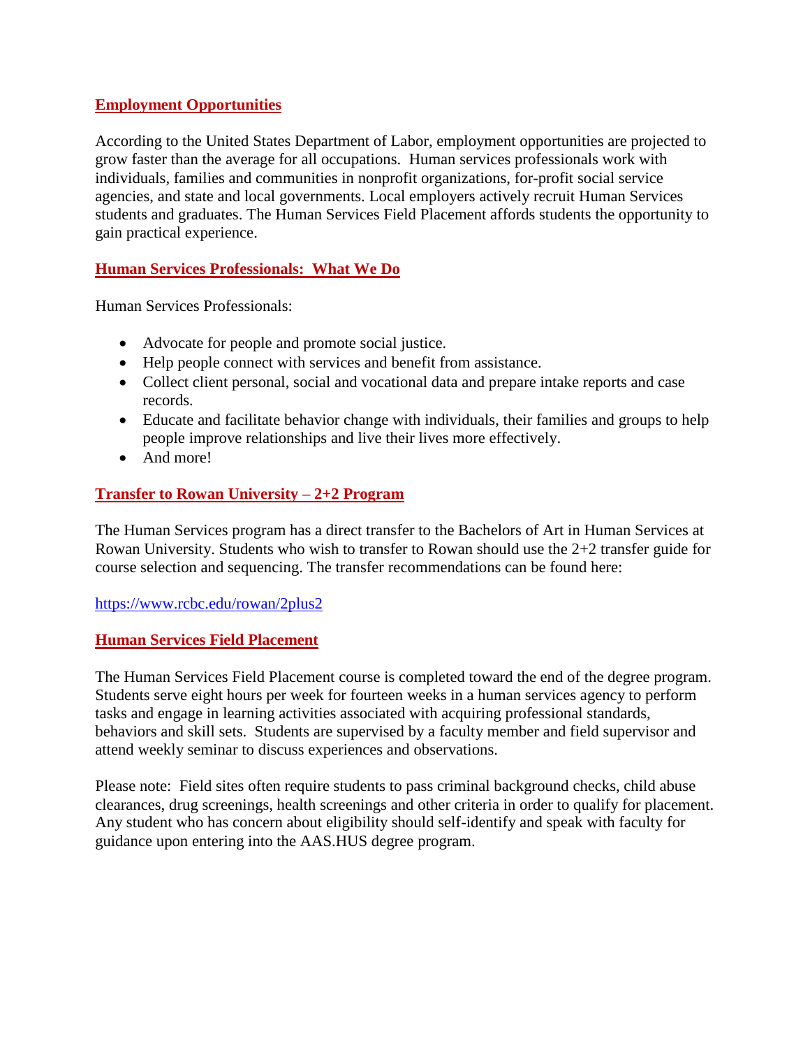## Employment Opportunities

According to the United States Department of Labor, employment opportunities are projected to grow faster than the average for all occupations. Human services professionals work with individuals, families and communities in nonprofit organizations, for-profit social service agencies, and state and local governments. Local employers actively recruit Human Services students and graduates. The Human Services Field Placement affords students the opportunity to gain practical experience.

## Human Services Professionals: What We Do

Human Services Professionals:

- Advocate for people and promote social justice.
- Help people connect with services and benefit from assistance.
- Collect client personal, social and vocational data and prepare intake reports and case records.
- Educate and facilitate behavior change with individuals, their families and groups to help people improve relationships and live their lives more effectively.
- And more!

## Transfer to Rowan University – 2+2 Program

The Human Services program has a direct transfer to the Bachelors of Art in Human Services at Rowan University. Students who wish to transfer to Rowan should use the 2+2 transfer guide for course selection and sequencing. The transfer recommendations can be found here:

https://www.rcbc.edu/rowan/2plus2

## Human Services Field Placement

The Human Services Field Placement course is completed toward the end of the degree program. Students serve eight hours per week for fourteen weeks in a human services agency to perform tasks and engage in learning activities associated with acquiring professional standards, behaviors and skill sets. Students are supervised by a faculty member and field supervisor and attend weekly seminar to discuss experiences and observations.

Please note: Field sites often require students to pass criminal background checks, child abuse clearances, drug screenings, health screenings and other criteria in order to qualify for placement. Any student who has concern about eligibility should self-identify and speak with faculty for guidance upon entering into the AAS.HUS degree program.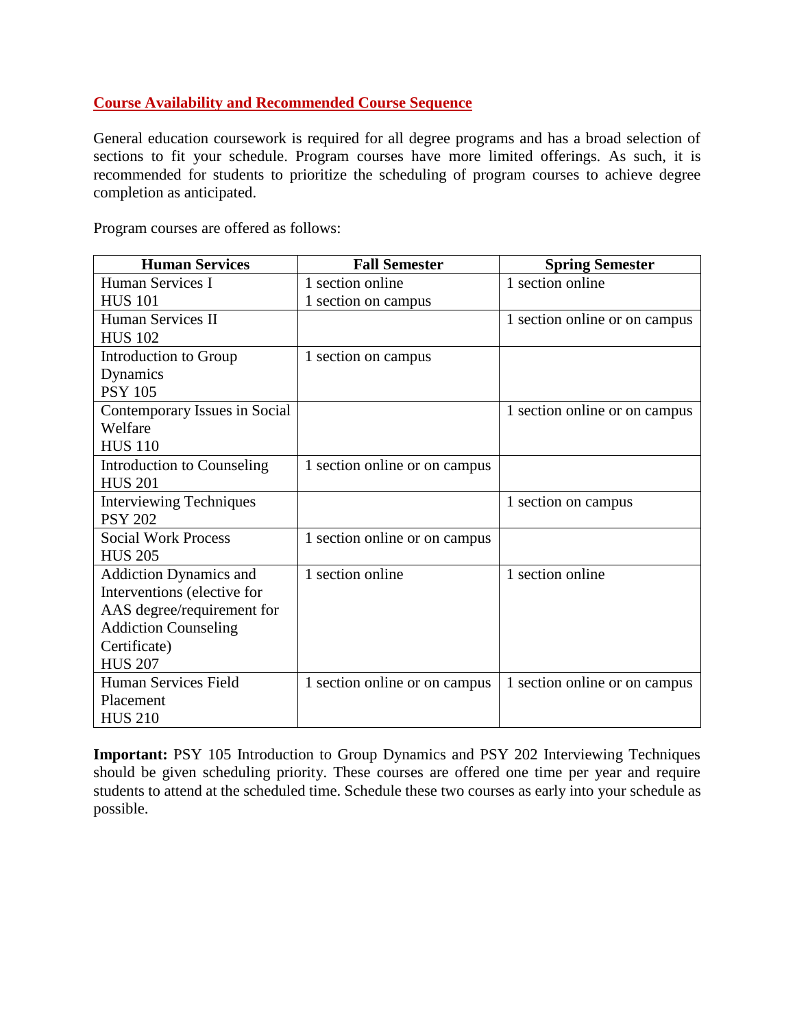## Course Availability and Recommended Course Sequence

General education coursework is required for all degree programs and has a broad selection of sections to fit your schedule. Program courses have more limited offerings. As such, it is recommended for students to prioritize the scheduling of program courses to achieve degree completion as anticipated.

Program courses are offered as follows:

| Human Services | Fall Semester | Spring Semester |
|---|---|---|
| Human Services I<br>HUS 101 | 1 section online<br>1 section on campus | 1 section online |
| Human Services II<br>HUS 102 | | 1 section online or on campus |
| Introduction to Group Dynamics<br>PSY 105 | 1 section on campus | |
| Contemporary Issues in Social Welfare<br>HUS 110 | | 1 section online or on campus |
| Introduction to Counseling<br>HUS 201 | 1 section online or on campus | |
| Interviewing Techniques<br>PSY 202 | | 1 section on campus |
| Social Work Process<br>HUS 205 | 1 section online or on campus | |
| Addiction Dynamics and Interventions (elective for AAS degree/requirement for Addiction Counseling Certificate)<br>HUS 207 | 1 section online | 1 section online |
| Human Services Field Placement<br>HUS 210 | 1 section online or on campus | 1 section online or on campus |

**Important:** PSY 105 Introduction to Group Dynamics and PSY 202 Interviewing Techniques should be given scheduling priority. These courses are offered one time per year and require students to attend at the scheduled time. Schedule these two courses as early into your schedule as possible.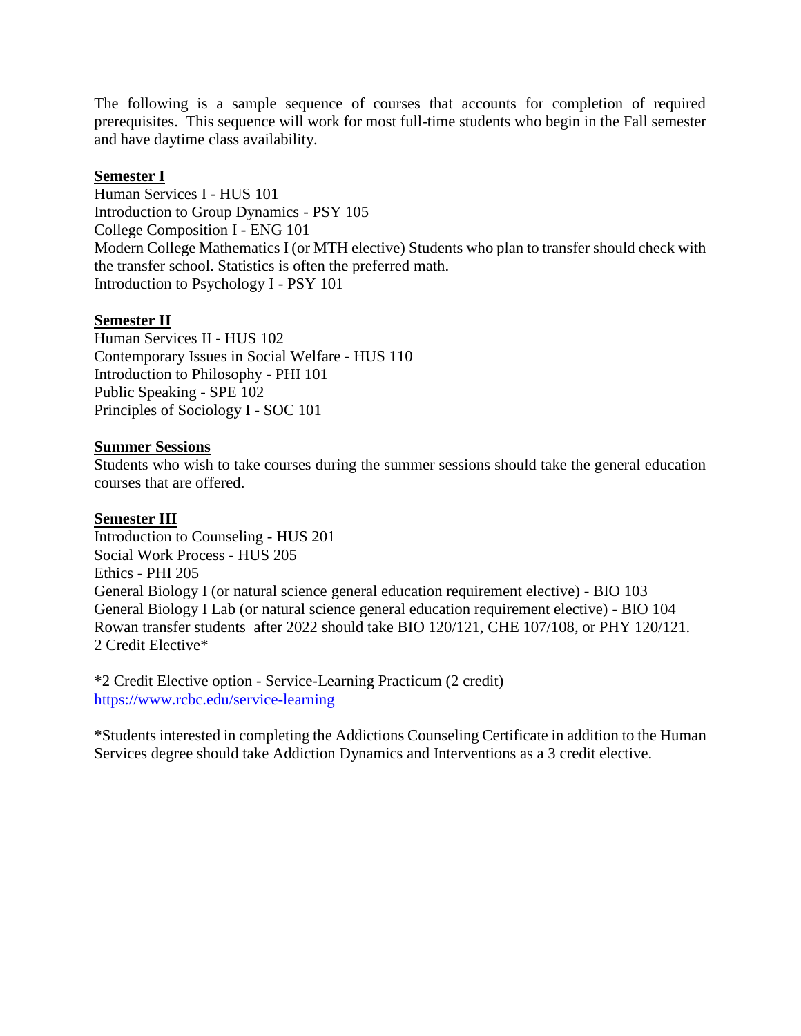The following is a sample sequence of courses that accounts for completion of required prerequisites. This sequence will work for most full-time students who begin in the Fall semester and have daytime class availability.

**Semester I**

Human Services I - HUS 101
Introduction to Group Dynamics - PSY 105
College Composition I - ENG 101
Modern College Mathematics I (or MTH elective) Students who plan to transfer should check with the transfer school. Statistics is often the preferred math.
Introduction to Psychology I - PSY 101

**Semester II**

Human Services II - HUS 102
Contemporary Issues in Social Welfare - HUS 110
Introduction to Philosophy - PHI 101
Public Speaking - SPE 102
Principles of Sociology I - SOC 101

**Summer Sessions**

Students who wish to take courses during the summer sessions should take the general education courses that are offered.

**Semester III**

Introduction to Counseling - HUS 201
Social Work Process - HUS 205
Ethics - PHI 205
General Biology I (or natural science general education requirement elective) - BIO 103
General Biology I Lab (or natural science general education requirement elective) - BIO 104
Rowan transfer students after 2022 should take BIO 120/121, CHE 107/108, or PHY 120/121.
2 Credit Elective*

*2 Credit Elective option - Service-Learning Practicum (2 credit)
https://www.rcbc.edu/service-learning

*Students interested in completing the Addictions Counseling Certificate in addition to the Human Services degree should take Addiction Dynamics and Interventions as a 3 credit elective.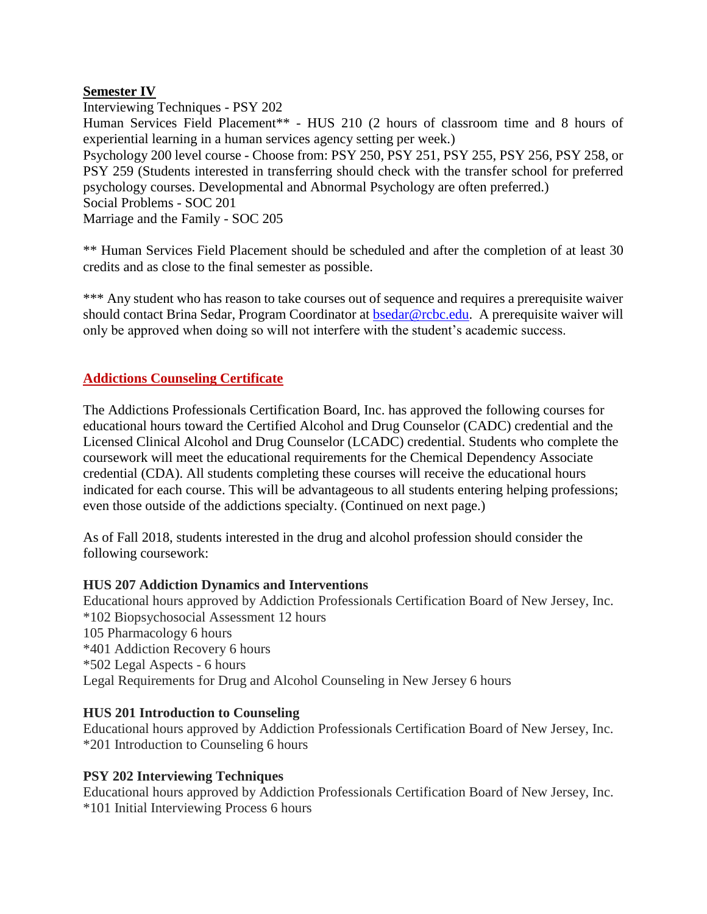**Semester IV**

Interviewing Techniques - PSY 202
Human Services Field Placement** - HUS 210 (2 hours of classroom time and 8 hours of experiential learning in a human services agency setting per week.)
Psychology 200 level course - Choose from: PSY 250, PSY 251, PSY 255, PSY 256, PSY 258, or PSY 259 (Students interested in transferring should check with the transfer school for preferred psychology courses. Developmental and Abnormal Psychology are often preferred.)
Social Problems - SOC 201
Marriage and the Family - SOC 205

** Human Services Field Placement should be scheduled and after the completion of at least 30 credits and as close to the final semester as possible.

*** Any student who has reason to take courses out of sequence and requires a prerequisite waiver should contact Brina Sedar, Program Coordinator at bsedar@rcbc.edu. A prerequisite waiver will only be approved when doing so will not interfere with the student's academic success.

## Addictions Counseling Certificate

The Addictions Professionals Certification Board, Inc. has approved the following courses for educational hours toward the Certified Alcohol and Drug Counselor (CADC) credential and the Licensed Clinical Alcohol and Drug Counselor (LCADC) credential. Students who complete the coursework will meet the educational requirements for the Chemical Dependency Associate credential (CDA). All students completing these courses will receive the educational hours indicated for each course. This will be advantageous to all students entering helping professions; even those outside of the addictions specialty. (Continued on next page.)

As of Fall 2018, students interested in the drug and alcohol profession should consider the following coursework:

**HUS 207 Addiction Dynamics and Interventions**
Educational hours approved by Addiction Professionals Certification Board of New Jersey, Inc.
*102 Biopsychosocial Assessment 12 hours
105 Pharmacology 6 hours
*401 Addiction Recovery 6 hours
*502 Legal Aspects - 6 hours
Legal Requirements for Drug and Alcohol Counseling in New Jersey 6 hours

**HUS 201 Introduction to Counseling**
Educational hours approved by Addiction Professionals Certification Board of New Jersey, Inc.
*201 Introduction to Counseling 6 hours

**PSY 202 Interviewing Techniques**
Educational hours approved by Addiction Professionals Certification Board of New Jersey, Inc.
*101 Initial Interviewing Process 6 hours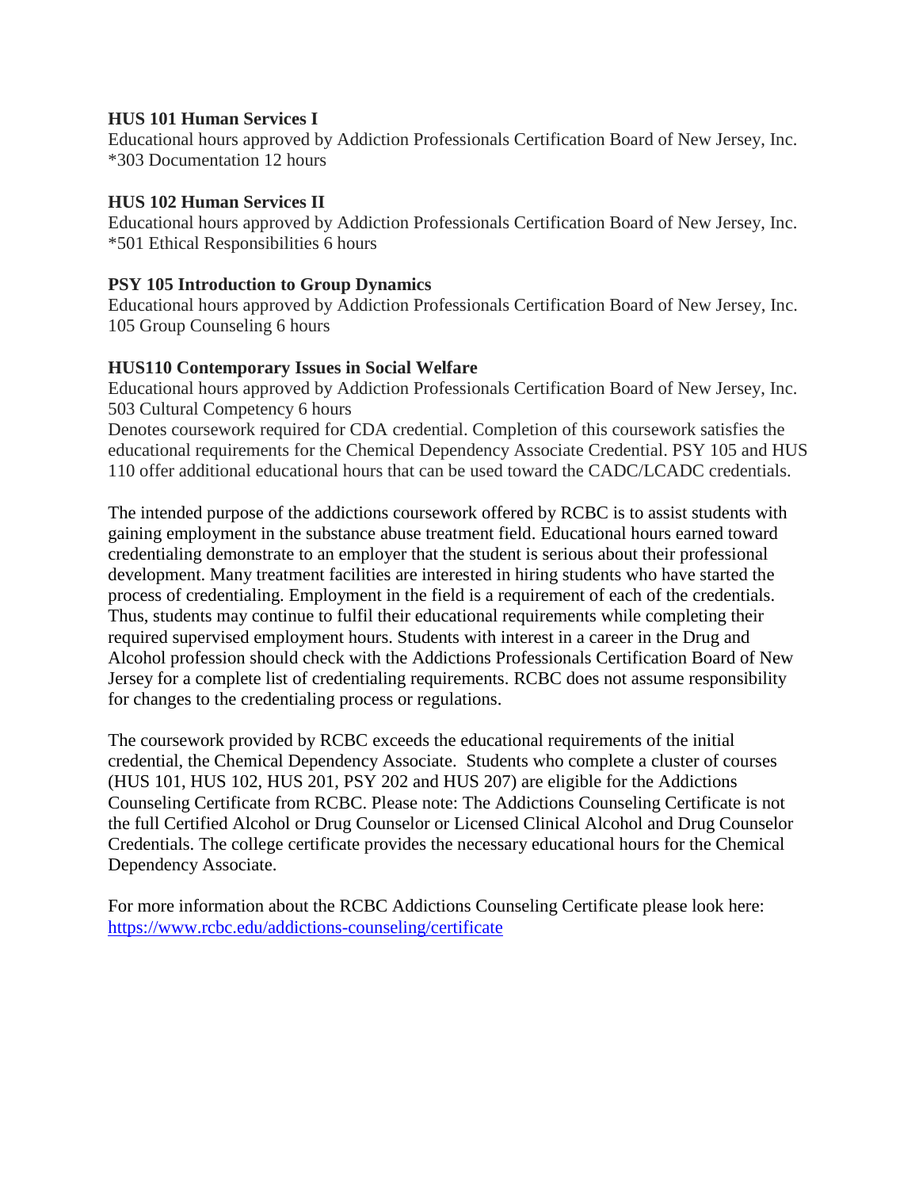**HUS 101 Human Services I**
Educational hours approved by Addiction Professionals Certification Board of New Jersey, Inc.
*303 Documentation 12 hours

**HUS 102 Human Services II**
Educational hours approved by Addiction Professionals Certification Board of New Jersey, Inc.
*501 Ethical Responsibilities 6 hours

**PSY 105 Introduction to Group Dynamics**
Educational hours approved by Addiction Professionals Certification Board of New Jersey, Inc.
105 Group Counseling 6 hours

**HUS110 Contemporary Issues in Social Welfare**
Educational hours approved by Addiction Professionals Certification Board of New Jersey, Inc.
503 Cultural Competency 6 hours
Denotes coursework required for CDA credential. Completion of this coursework satisfies the educational requirements for the Chemical Dependency Associate Credential. PSY 105 and HUS 110 offer additional educational hours that can be used toward the CADC/LCADC credentials.

The intended purpose of the addictions coursework offered by RCBC is to assist students with gaining employment in the substance abuse treatment field. Educational hours earned toward credentialing demonstrate to an employer that the student is serious about their professional development. Many treatment facilities are interested in hiring students who have started the process of credentialing. Employment in the field is a requirement of each of the credentials. Thus, students may continue to fulfil their educational requirements while completing their required supervised employment hours. Students with interest in a career in the Drug and Alcohol profession should check with the Addictions Professionals Certification Board of New Jersey for a complete list of credentialing requirements. RCBC does not assume responsibility for changes to the credentialing process or regulations.

The coursework provided by RCBC exceeds the educational requirements of the initial credential, the Chemical Dependency Associate. Students who complete a cluster of courses (HUS 101, HUS 102, HUS 201, PSY 202 and HUS 207) are eligible for the Addictions Counseling Certificate from RCBC. Please note: The Addictions Counseling Certificate is not the full Certified Alcohol or Drug Counselor or Licensed Clinical Alcohol and Drug Counselor Credentials. The college certificate provides the necessary educational hours for the Chemical Dependency Associate.

For more information about the RCBC Addictions Counseling Certificate please look here: [https://www.rcbc.edu/addictions-counseling/certificate](https://www.rcbc.edu/addictions-counseling/certificate)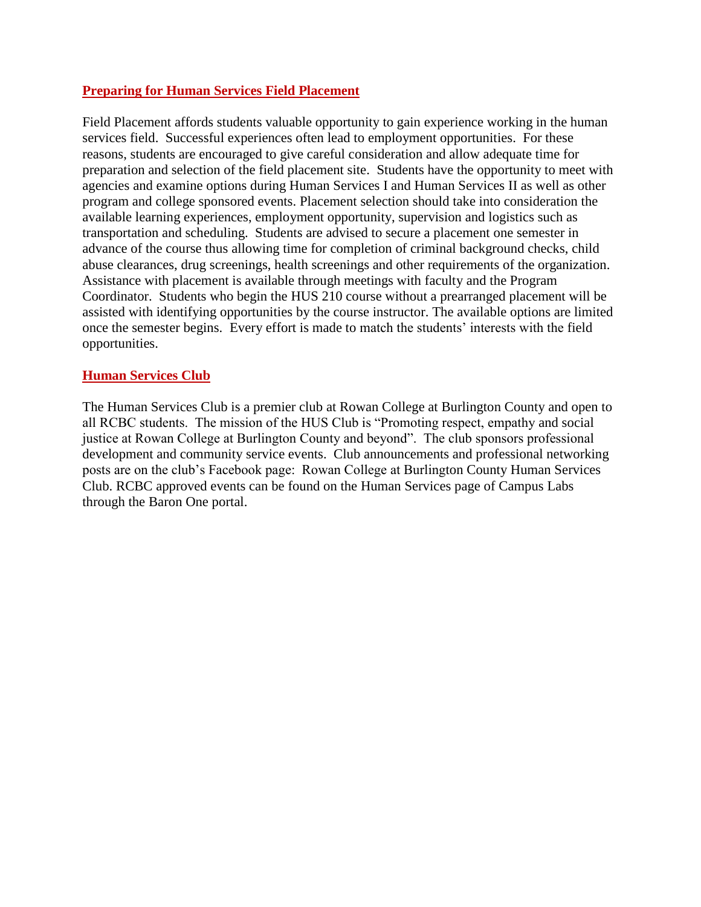## Preparing for Human Services Field Placement

Field Placement affords students valuable opportunity to gain experience working in the human services field. Successful experiences often lead to employment opportunities. For these reasons, students are encouraged to give careful consideration and allow adequate time for preparation and selection of the field placement site. Students have the opportunity to meet with agencies and examine options during Human Services I and Human Services II as well as other program and college sponsored events. Placement selection should take into consideration the available learning experiences, employment opportunity, supervision and logistics such as transportation and scheduling. Students are advised to secure a placement one semester in advance of the course thus allowing time for completion of criminal background checks, child abuse clearances, drug screenings, health screenings and other requirements of the organization. Assistance with placement is available through meetings with faculty and the Program Coordinator. Students who begin the HUS 210 course without a prearranged placement will be assisted with identifying opportunities by the course instructor. The available options are limited once the semester begins. Every effort is made to match the students' interests with the field opportunities.

## Human Services Club

The Human Services Club is a premier club at Rowan College at Burlington County and open to all RCBC students. The mission of the HUS Club is "Promoting respect, empathy and social justice at Rowan College at Burlington County and beyond". The club sponsors professional development and community service events. Club announcements and professional networking posts are on the club's Facebook page: Rowan College at Burlington County Human Services Club. RCBC approved events can be found on the Human Services page of Campus Labs through the Baron One portal.